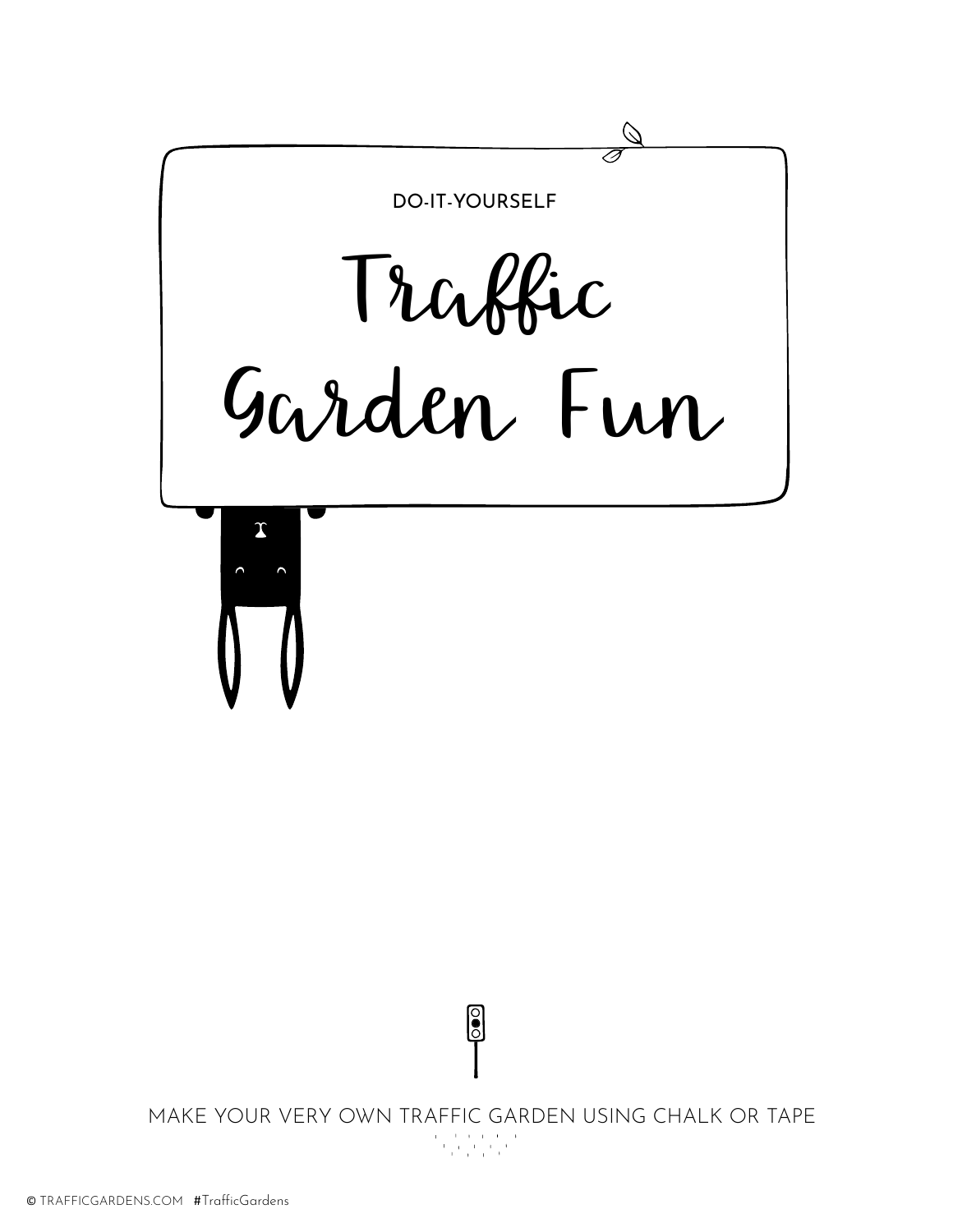DO-IT-YOURSELF

# Traffic Garden Fun

MAKE YOUR VERY OWN TRAFFIC GARDEN USING CHALK OR TAPE

© TRAFFICGARDENS.COM #TrafficGardens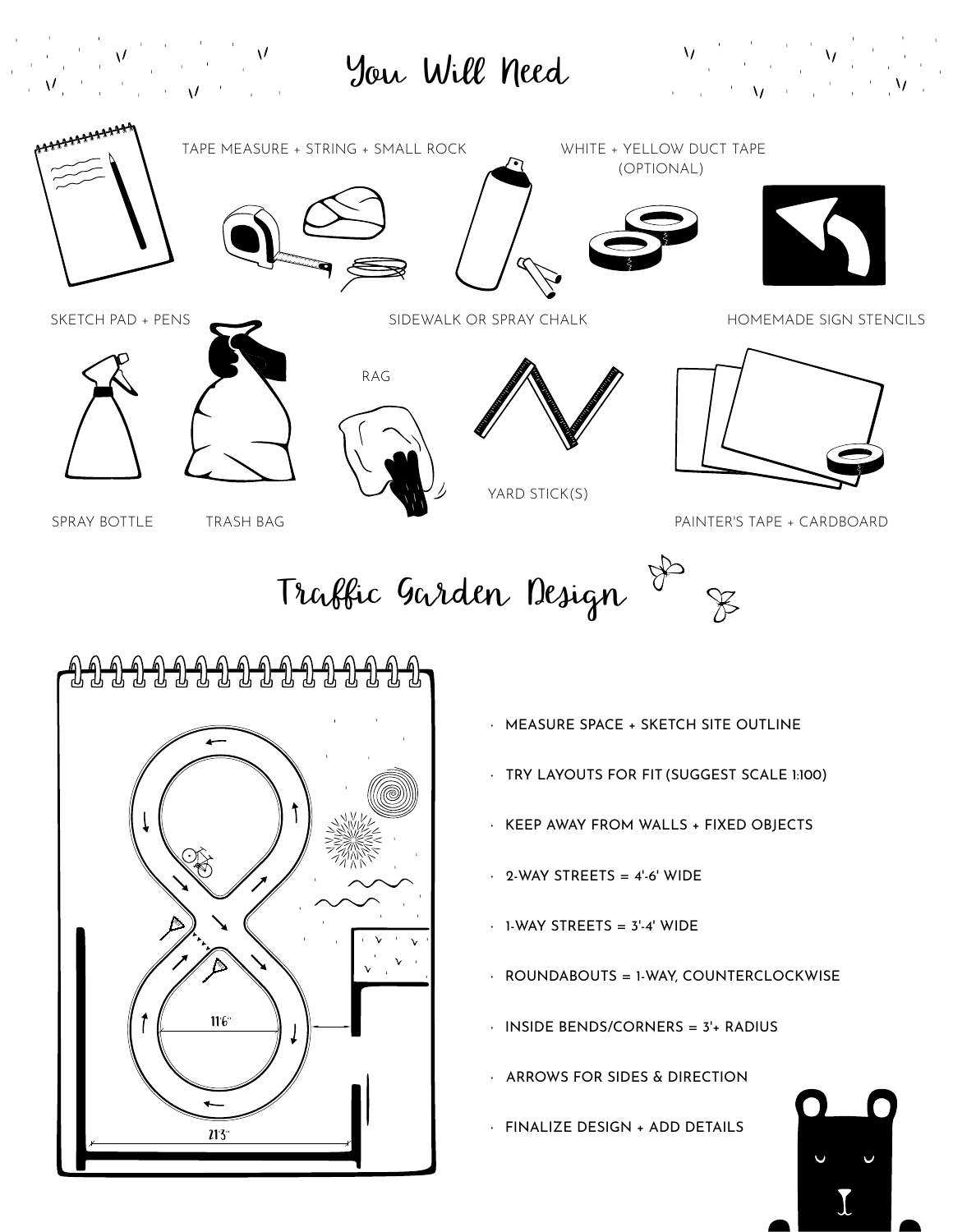# You Will Need

- SKETCH PAD + PENS
- TAPE MEASURE + STRING + SMALL ROCK
- SIDEWALK OR SPRAY CHALK
- WHITE + YELLOW DUCT TAPE (OPTIONAL)
- HOMEMADE SIGN STENCILS
- SPRAY BOTTLE
- TRASH BAG
- RAG
- YARD STICK(S)
- PAINTER'S TAPE + CARDBOARD

# Traffic Garden Design

11'6"

21'3"

- MEASURE SPACE + SKETCH SITE OUTLINE
- TRY LAYOUTS FOR FIT (SUGGEST SCALE 1:100)
- KEEP AWAY FROM WALLS + FIXED OBJECTS
- 2-WAY STREETS = 4'-6' WIDE
- 1-WAY STREETS = 3'-4' WIDE
- ROUNDABOUTS = 1-WAY, COUNTERCLOCKWISE
- INSIDE BENDS/CORNERS = 3'+ RADIUS
- ARROWS FOR SIDES & DIRECTION
- FINALIZE DESIGN + ADD DETAILS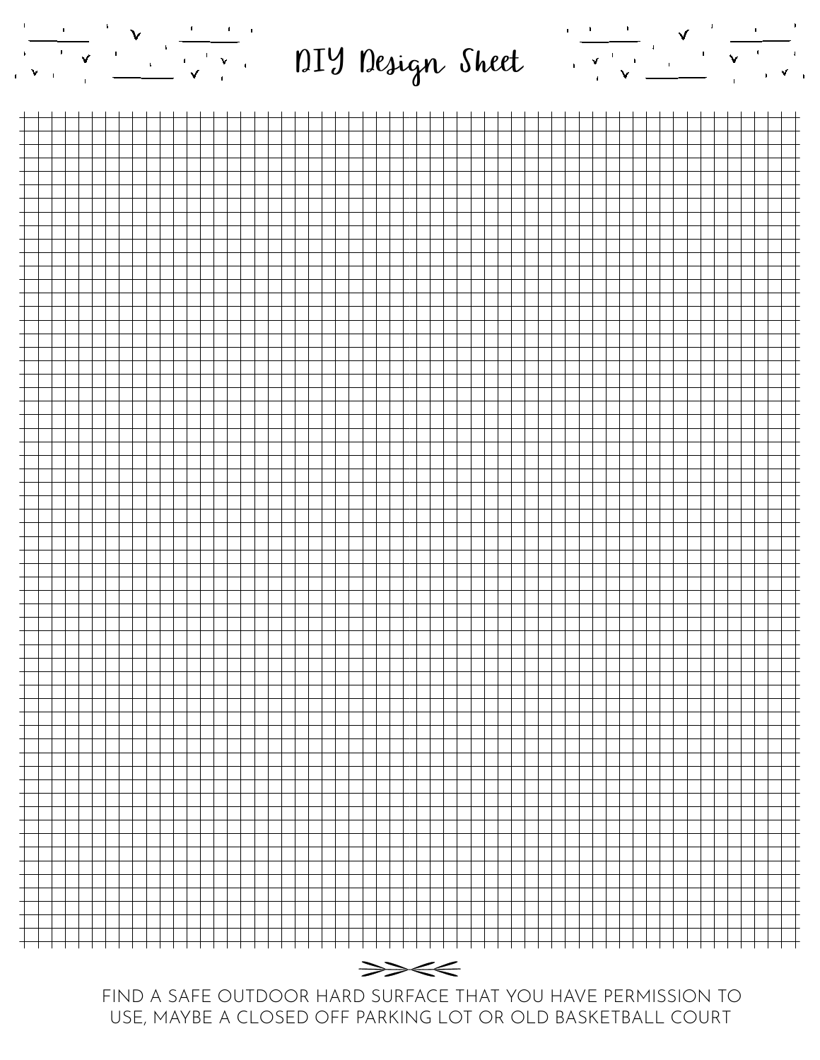# DIY Design Sheet

FIND A SAFE OUTDOOR HARD SURFACE THAT YOU HAVE PERMISSION TO USE, MAYBE A CLOSED OFF PARKING LOT OR OLD BASKETBALL COURT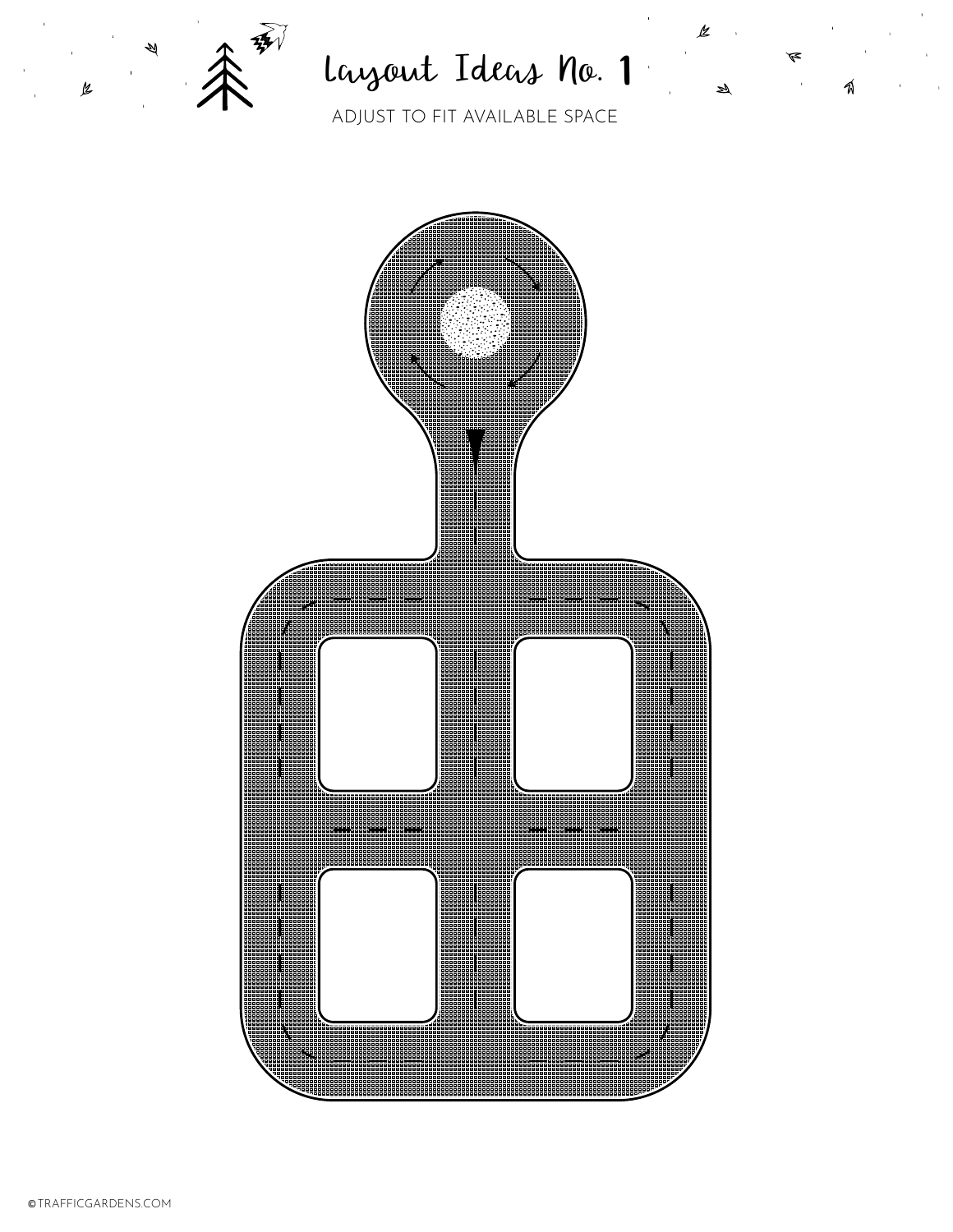# Layout Ideas No. 1

ADJUST TO FIT AVAILABLE SPACE

©TRAFFICGARDENS.COM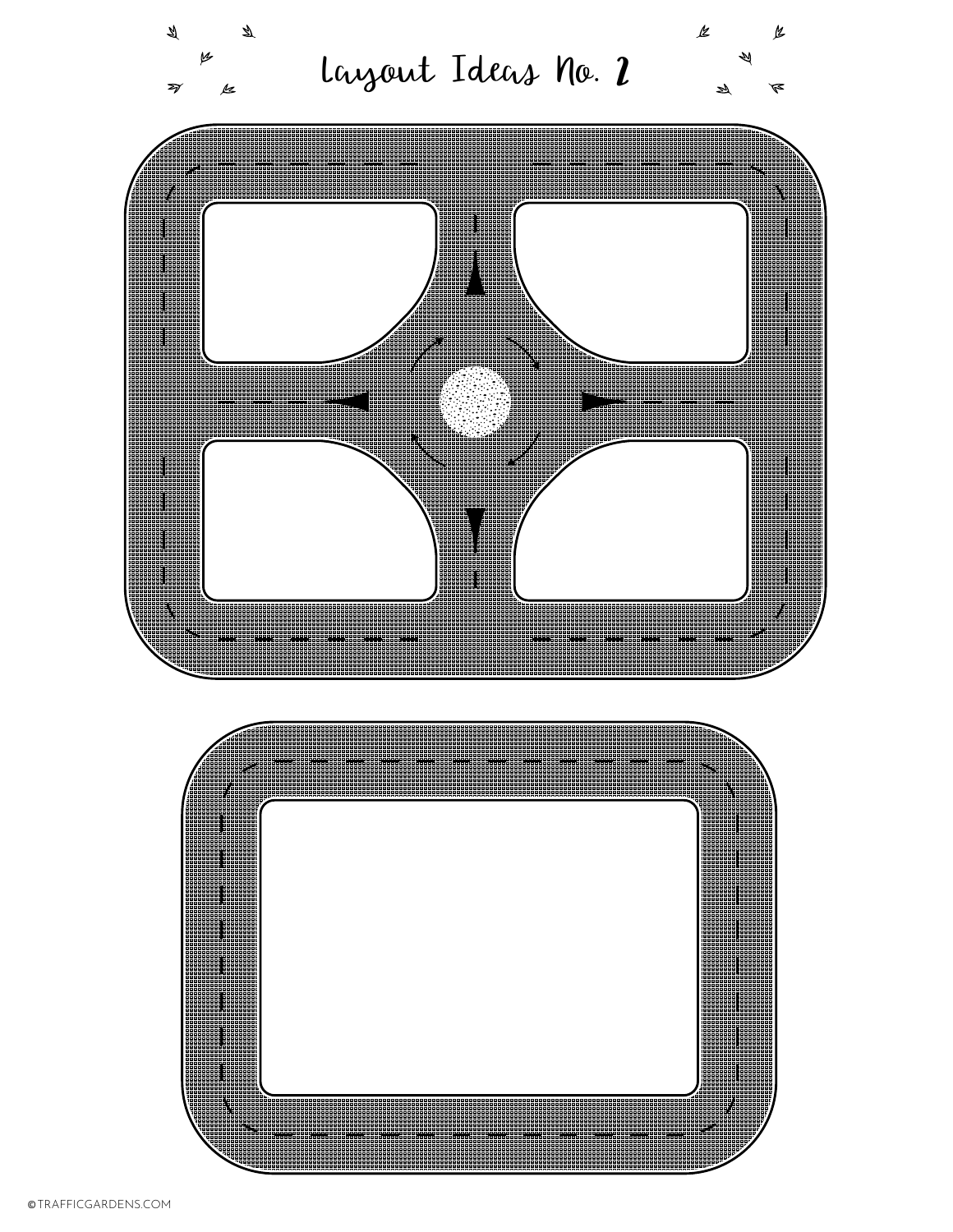# Layout Ideas No. 2

©TRAFFICGARDENS.COM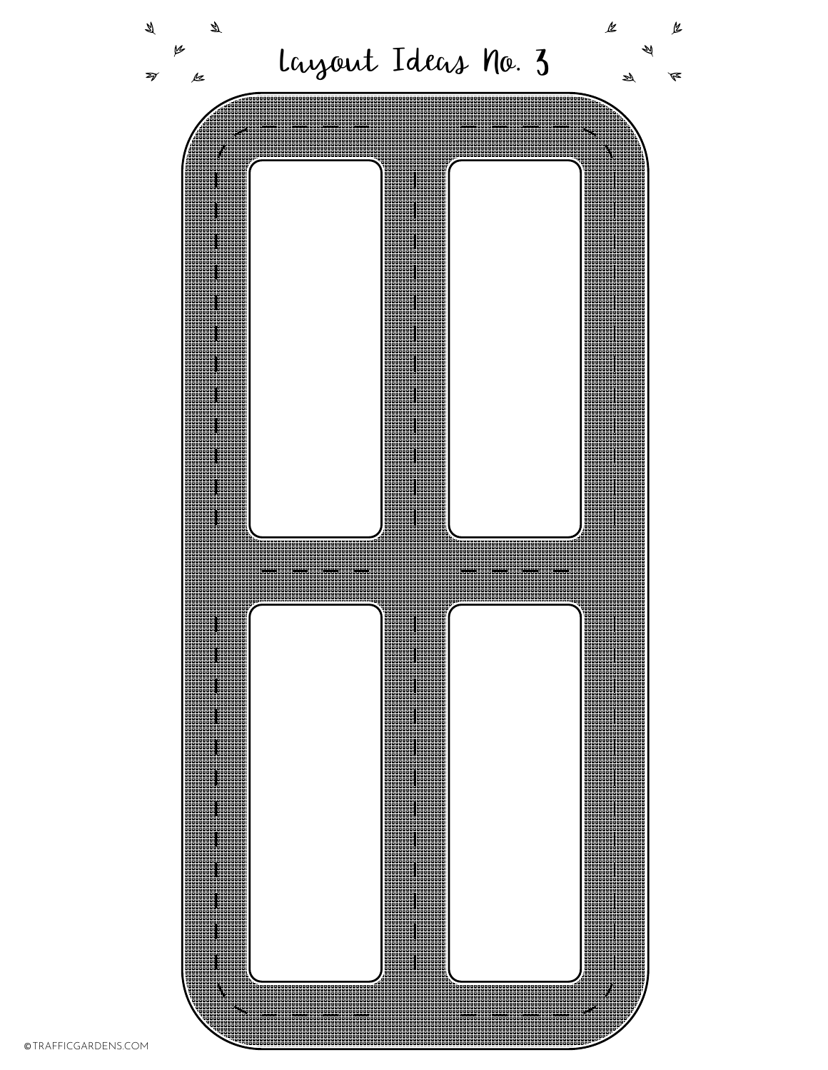# Layout Ideas No. 3

©TRAFFICGARDENS.COM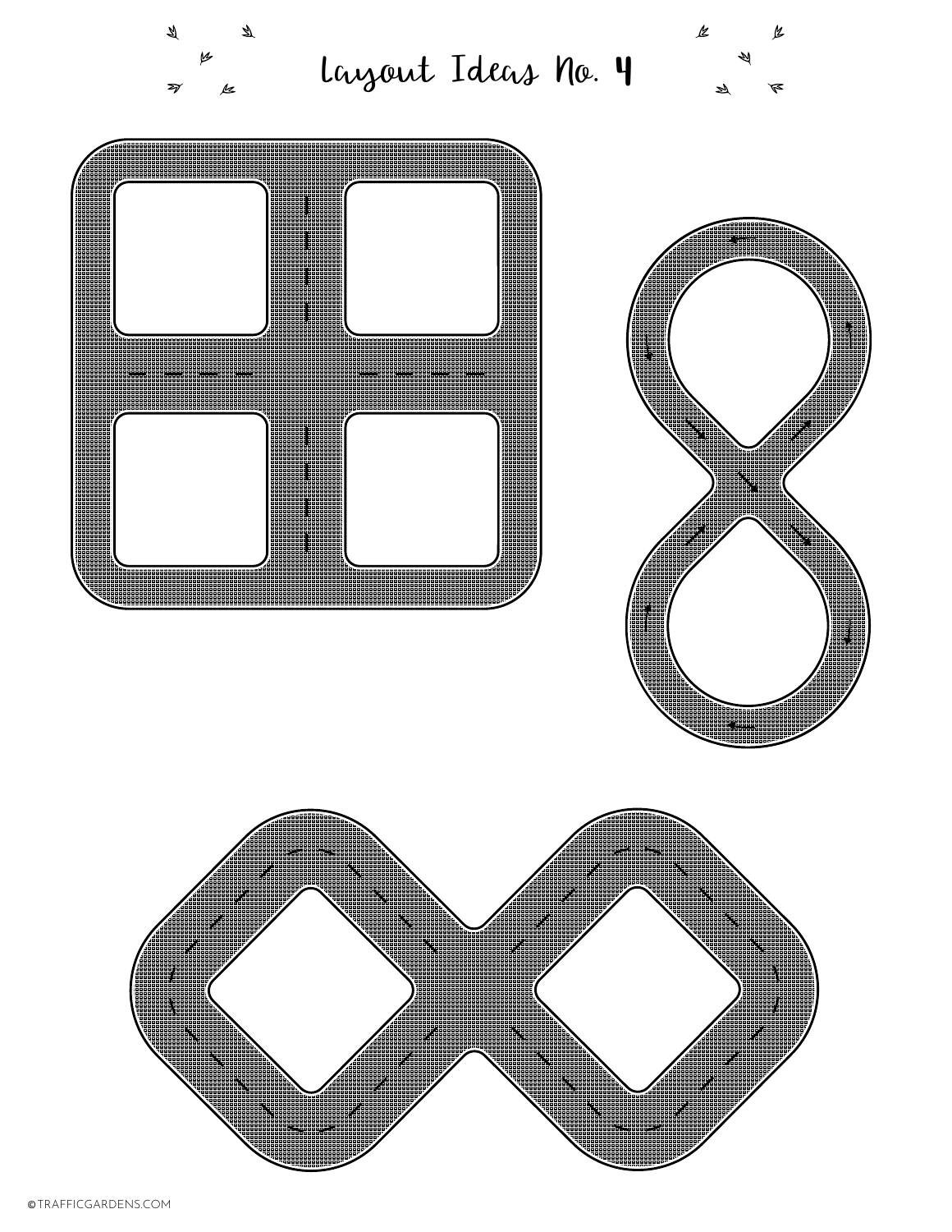# Layout Ideas No. 4

© TRAFFICGARDENS.COM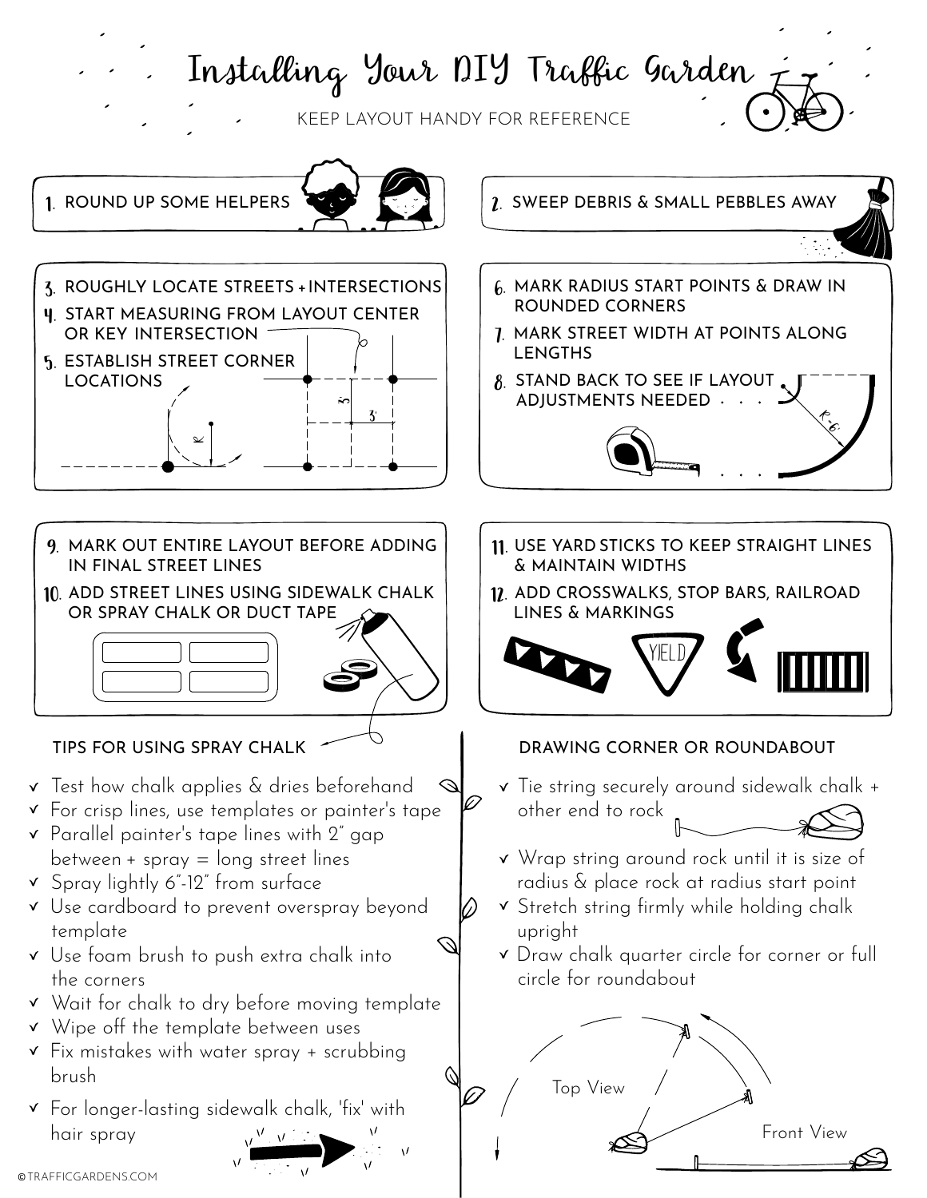# Installing Your DIY Traffic Garden

KEEP LAYOUT HANDY FOR REFERENCE

1. ROUND UP SOME HELPERS
2. SWEEP DEBRIS & SMALL PEBBLES AWAY
3. ROUGHLY LOCATE STREETS + INTERSECTIONS
4. START MEASURING FROM LAYOUT CENTER OR KEY INTERSECTION
5. ESTABLISH STREET CORNER LOCATIONS

R

3'

3'

6. MARK RADIUS START POINTS & DRAW IN ROUNDED CORNERS
7. MARK STREET WIDTH AT POINTS ALONG LENGTHS
8. STAND BACK TO SEE IF LAYOUT ADJUSTMENTS NEEDED . . .

R-6'

9. MARK OUT ENTIRE LAYOUT BEFORE ADDING IN FINAL STREET LINES
10. ADD STREET LINES USING SIDEWALK CHALK OR SPRAY CHALK OR DUCT TAPE
11. USE YARD STICKS TO KEEP STRAIGHT LINES & MAINTAIN WIDTHS
12. ADD CROSSWALKS, STOP BARS, RAILROAD LINES & MARKINGS

YIELD

## TIPS FOR USING SPRAY CHALK

- Test how chalk applies & dries beforehand
- For crisp lines, use templates or painter's tape
- Parallel painter's tape lines with 2" gap between + spray = long street lines
- Spray lightly 6"-12" from surface
- Use cardboard to prevent overspray beyond template
- Use foam brush to push extra chalk into the corners
- Wait for chalk to dry before moving template
- Wipe off the template between uses
- Fix mistakes with water spray + scrubbing brush
- For longer-lasting sidewalk chalk, 'fix' with hair spray

## DRAWING CORNER OR ROUNDABOUT

- Tie string securely around sidewalk chalk + other end to rock
- Wrap string around rock until it is size of radius & place rock at radius start point
- Stretch string firmly while holding chalk upright
- Draw chalk quarter circle for corner or full circle for roundabout

Top View

Front View

©TRAFFICGARDENS.COM